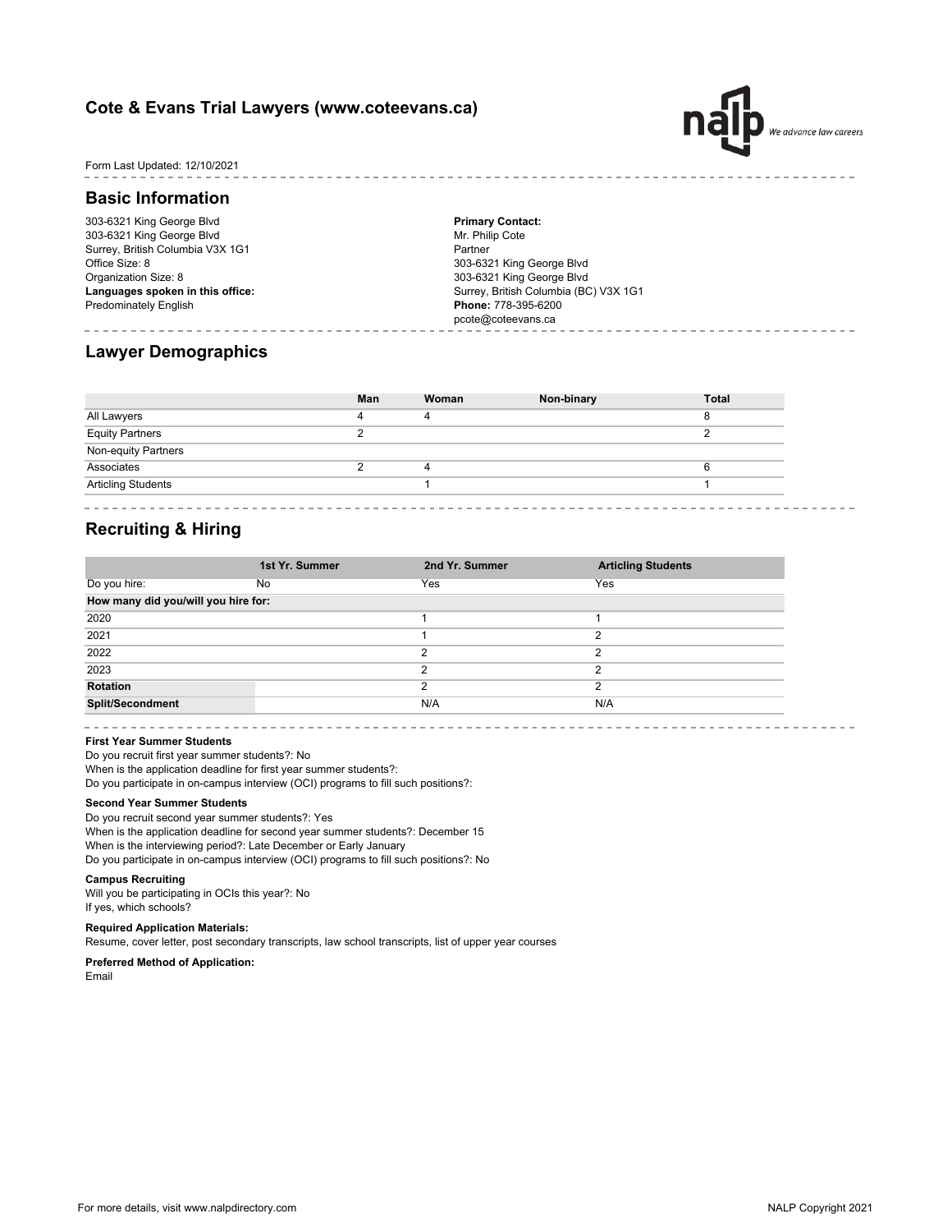## Cote & Evans Trial Lawyers (www.coteevans.ca)

Form Last Updated: 12/10/2021

## Basic Information

303-6321 King George Blvd
303-6321 King George Blvd
Surrey, British Columbia V3X 1G1
Office Size: 8
Organization Size: 8
**Languages spoken in this office:**
Predominately English

**Primary Contact:**
Mr. Philip Cote
Partner
303-6321 King George Blvd
303-6321 King George Blvd
Surrey, British Columbia (BC) V3X 1G1
**Phone:** 778-395-6200
pcote@coteevans.ca

## Lawyer Demographics

| | Man | Woman | Non-binary | Total |
|---|---|---|---|---|
| All Lawyers | 4 | 4 | | 8 |
| Equity Partners | 2 | | | 2 |
| Non-equity Partners | | | | |
| Associates | 2 | 4 | | 6 |
| Articling Students | | 1 | | 1 |

## Recruiting & Hiring

| | 1st Yr. Summer | 2nd Yr. Summer | Articling Students |
|---|---|---|---|
| Do you hire: | No | Yes | Yes |
| **How many did you/will you hire for:** | | | |
| 2020 | | 1 | 1 |
| 2021 | | 1 | 2 |
| 2022 | | 2 | 2 |
| 2023 | | 2 | 2 |
| **Rotation** | | 2 | 2 |
| **Split/Secondment** | | N/A | N/A |

**First Year Summer Students**
Do you recruit first year summer students?: No
When is the application deadline for first year summer students?:
Do you participate in on-campus interview (OCI) programs to fill such positions?:

**Second Year Summer Students**
Do you recruit second year summer students?: Yes
When is the application deadline for second year summer students?: December 15
When is the interviewing period?: Late December or Early January
Do you participate in on-campus interview (OCI) programs to fill such positions?: No

**Campus Recruiting**
Will you be participating in OCIs this year?: No
If yes, which schools?

**Required Application Materials:**
Resume, cover letter, post secondary transcripts, law school transcripts, list of upper year courses

**Preferred Method of Application:**
Email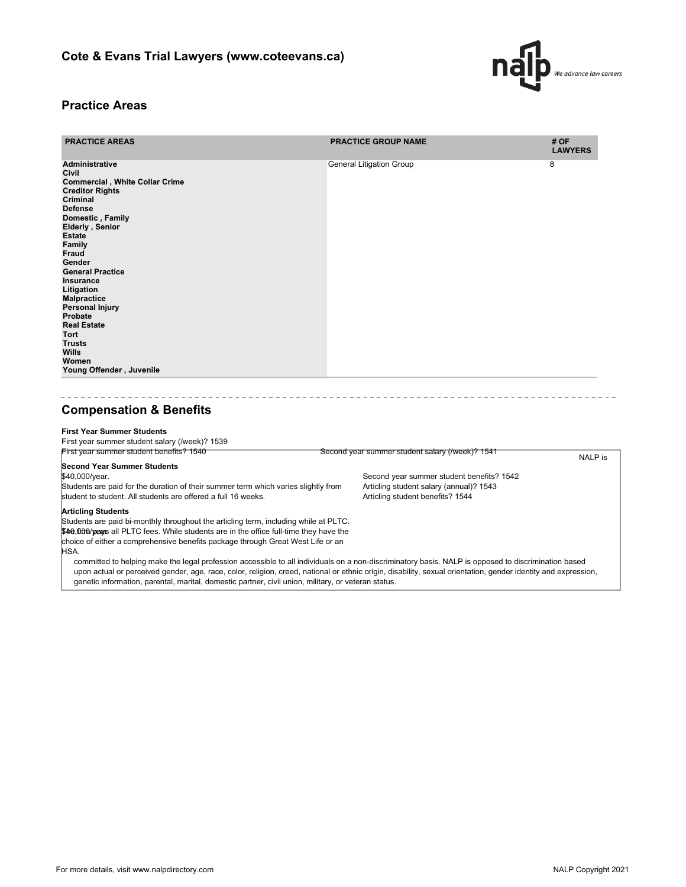## Cote & Evans Trial Lawyers (www.coteevans.ca)

## Practice Areas

| PRACTICE AREAS | PRACTICE GROUP NAME | # OF LAWYERS |
|---|---|---|
| **Administrative**<br>**Civil**<br>**Commercial , White Collar Crime**<br>**Creditor Rights**<br>**Criminal**<br>**Defense**<br>**Domestic , Family**<br>**Elderly , Senior**<br>**Estate**<br>**Family**<br>**Fraud**<br>**Gender**<br>**General Practice**<br>**Insurance**<br>**Litigation**<br>**Malpractice**<br>**Personal Injury**<br>**Probate**<br>**Real Estate**<br>**Tort**<br>**Trusts**<br>**Wills**<br>**Women**<br>**Young Offender , Juvenile** | General Litigation Group | 8 |

## Compensation & Benefits

**First Year Summer Students**

First year summer student salary (/week)? 1539

First year summer student benefits? 1540

**Second Year Summer Students**

Second year summer student salary (/week)? 1541

$40,000/year.

Students are paid for the duration of their summer term which varies slightly from student to student. All students are offered a full 16 weeks.

Second year summer student benefits? 1542

**Articling Students**

Articling student salary (annual)? 1543

$40,000/year.

Articling student benefits? 1544

Students are paid bi-monthly throughout the articling term, including while at PLTC. The firm pays all PLTC fees. While students are in the office full-time they have the choice of either a comprehensive benefits package through Great West Life or an HSA.

NALP is committed to helping make the legal profession accessible to all individuals on a non-discriminatory basis. NALP is opposed to discrimination based upon actual or perceived gender, age, race, color, religion, creed, national or ethnic origin, disability, sexual orientation, gender identity and expression, genetic information, parental, marital, domestic partner, civil union, military, or veteran status.